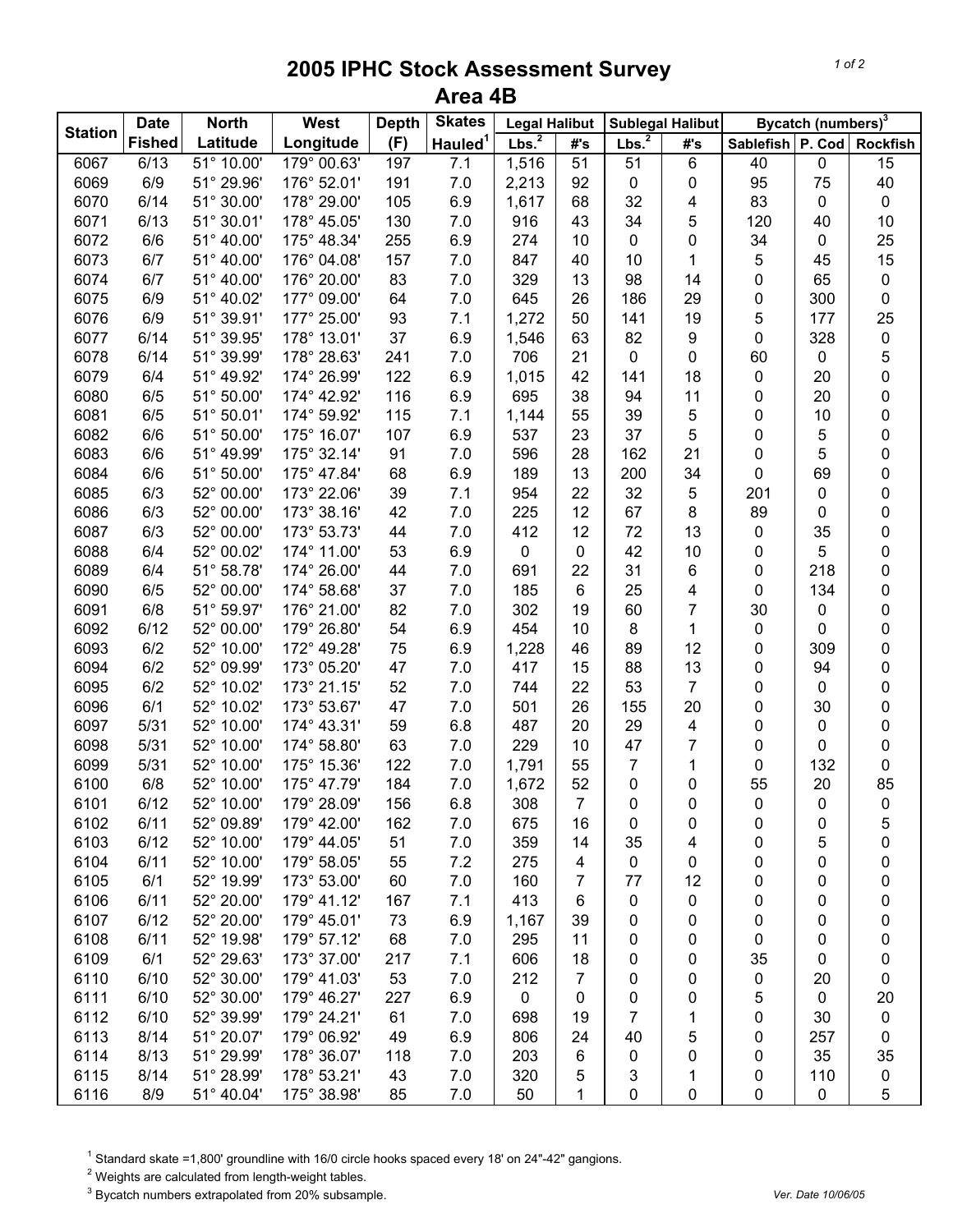# 2005 IPHC Stock Assessment Survey
## Area 4B

| Station | Date Fished | North Latitude | West Longitude | Depth (F) | Skates Hauled[1] | Legal Halibut | | Sublegal Halibut | | Bycatch (numbers)[3] | | |
|---|---|---|---|---|---|---|---|---|---|---|---|---|
| | | | | | | Lbs.[2] | #'s | Lbs.[2] | #'s | Sablefish | P. Cod | Rockfish |
| 6067 | 6/13 | 51° 10.00' | 179° 00.63' | 197 | 7.1 | 1,516 | 51 | 51 | 6 | 40 | 0 | 15 |
| 6069 | 6/9 | 51° 29.96' | 176° 52.01' | 191 | 7.0 | 2,213 | 92 | 0 | 0 | 95 | 75 | 40 |
| 6070 | 6/14 | 51° 30.00' | 178° 29.00' | 105 | 6.9 | 1,617 | 68 | 32 | 4 | 83 | 0 | 0 |
| 6071 | 6/13 | 51° 30.01' | 178° 45.05' | 130 | 7.0 | 916 | 43 | 34 | 5 | 120 | 40 | 10 |
| 6072 | 6/6 | 51° 40.00' | 175° 48.34' | 255 | 6.9 | 274 | 10 | 0 | 0 | 34 | 0 | 25 |
| 6073 | 6/7 | 51° 40.00' | 176° 04.08' | 157 | 7.0 | 847 | 40 | 10 | 1 | 5 | 45 | 15 |
| 6074 | 6/7 | 51° 40.00' | 176° 20.00' | 83 | 7.0 | 329 | 13 | 98 | 14 | 0 | 65 | 0 |
| 6075 | 6/9 | 51° 40.02' | 177° 09.00' | 64 | 7.0 | 645 | 26 | 186 | 29 | 0 | 300 | 0 |
| 6076 | 6/9 | 51° 39.91' | 177° 25.00' | 93 | 7.1 | 1,272 | 50 | 141 | 19 | 5 | 177 | 25 |
| 6077 | 6/14 | 51° 39.95' | 178° 13.01' | 37 | 6.9 | 1,546 | 63 | 82 | 9 | 0 | 328 | 0 |
| 6078 | 6/14 | 51° 39.99' | 178° 28.63' | 241 | 7.0 | 706 | 21 | 0 | 0 | 60 | 0 | 5 |
| 6079 | 6/4 | 51° 49.92' | 174° 26.99' | 122 | 6.9 | 1,015 | 42 | 141 | 18 | 0 | 20 | 0 |
| 6080 | 6/5 | 51° 50.00' | 174° 42.92' | 116 | 6.9 | 695 | 38 | 94 | 11 | 0 | 20 | 0 |
| 6081 | 6/5 | 51° 50.01' | 174° 59.92' | 115 | 7.1 | 1,144 | 55 | 39 | 5 | 0 | 10 | 0 |
| 6082 | 6/6 | 51° 50.00' | 175° 16.07' | 107 | 6.9 | 537 | 23 | 37 | 5 | 0 | 5 | 0 |
| 6083 | 6/6 | 51° 49.99' | 175° 32.14' | 91 | 7.0 | 596 | 28 | 162 | 21 | 0 | 5 | 0 |
| 6084 | 6/6 | 51° 50.00' | 175° 47.84' | 68 | 6.9 | 189 | 13 | 200 | 34 | 0 | 69 | 0 |
| 6085 | 6/3 | 52° 00.00' | 173° 22.06' | 39 | 7.1 | 954 | 22 | 32 | 5 | 201 | 0 | 0 |
| 6086 | 6/3 | 52° 00.00' | 173° 38.16' | 42 | 7.0 | 225 | 12 | 67 | 8 | 89 | 0 | 0 |
| 6087 | 6/3 | 52° 00.00' | 173° 53.73' | 44 | 7.0 | 412 | 12 | 72 | 13 | 0 | 35 | 0 |
| 6088 | 6/4 | 52° 00.02' | 174° 11.00' | 53 | 6.9 | 0 | 0 | 42 | 10 | 0 | 5 | 0 |
| 6089 | 6/4 | 51° 58.78' | 174° 26.00' | 44 | 7.0 | 691 | 22 | 31 | 6 | 0 | 218 | 0 |
| 6090 | 6/5 | 52° 00.00' | 174° 58.68' | 37 | 7.0 | 185 | 6 | 25 | 4 | 0 | 134 | 0 |
| 6091 | 6/8 | 51° 59.97' | 176° 21.00' | 82 | 7.0 | 302 | 19 | 60 | 7 | 30 | 0 | 0 |
| 6092 | 6/12 | 52° 00.00' | 179° 26.80' | 54 | 6.9 | 454 | 10 | 8 | 1 | 0 | 0 | 0 |
| 6093 | 6/2 | 52° 10.00' | 172° 49.28' | 75 | 6.9 | 1,228 | 46 | 89 | 12 | 0 | 309 | 0 |
| 6094 | 6/2 | 52° 09.99' | 173° 05.20' | 47 | 7.0 | 417 | 15 | 88 | 13 | 0 | 94 | 0 |
| 6095 | 6/2 | 52° 10.02' | 173° 21.15' | 52 | 7.0 | 744 | 22 | 53 | 7 | 0 | 0 | 0 |
| 6096 | 6/1 | 52° 10.02' | 173° 53.67' | 47 | 7.0 | 501 | 26 | 155 | 20 | 0 | 30 | 0 |
| 6097 | 5/31 | 52° 10.00' | 174° 43.31' | 59 | 6.8 | 487 | 20 | 29 | 4 | 0 | 0 | 0 |
| 6098 | 5/31 | 52° 10.00' | 174° 58.80' | 63 | 7.0 | 229 | 10 | 47 | 7 | 0 | 0 | 0 |
| 6099 | 5/31 | 52° 10.00' | 175° 15.36' | 122 | 7.0 | 1,791 | 55 | 7 | 1 | 0 | 132 | 0 |
| 6100 | 6/8 | 52° 10.00' | 175° 47.79' | 184 | 7.0 | 1,672 | 52 | 0 | 0 | 55 | 20 | 85 |
| 6101 | 6/12 | 52° 10.00' | 179° 28.09' | 156 | 6.8 | 308 | 7 | 0 | 0 | 0 | 0 | 0 |
| 6102 | 6/11 | 52° 09.89' | 179° 42.00' | 162 | 7.0 | 675 | 16 | 0 | 0 | 0 | 0 | 5 |
| 6103 | 6/12 | 52° 10.00' | 179° 44.05' | 51 | 7.0 | 359 | 14 | 35 | 4 | 0 | 5 | 0 |
| 6104 | 6/11 | 52° 10.00' | 179° 58.05' | 55 | 7.2 | 275 | 4 | 0 | 0 | 0 | 0 | 0 |
| 6105 | 6/1 | 52° 19.99' | 173° 53.00' | 60 | 7.0 | 160 | 7 | 77 | 12 | 0 | 0 | 0 |
| 6106 | 6/11 | 52° 20.00' | 179° 41.12' | 167 | 7.1 | 413 | 6 | 0 | 0 | 0 | 0 | 0 |
| 6107 | 6/12 | 52° 20.00' | 179° 45.01' | 73 | 6.9 | 1,167 | 39 | 0 | 0 | 0 | 0 | 0 |
| 6108 | 6/11 | 52° 19.98' | 179° 57.12' | 68 | 7.0 | 295 | 11 | 0 | 0 | 0 | 0 | 0 |
| 6109 | 6/1 | 52° 29.63' | 173° 37.00' | 217 | 7.1 | 606 | 18 | 0 | 0 | 35 | 0 | 0 |
| 6110 | 6/10 | 52° 30.00' | 179° 41.03' | 53 | 7.0 | 212 | 7 | 0 | 0 | 0 | 20 | 0 |
| 6111 | 6/10 | 52° 30.00' | 179° 46.27' | 227 | 6.9 | 0 | 0 | 0 | 0 | 5 | 0 | 20 |
| 6112 | 6/10 | 52° 39.99' | 179° 24.21' | 61 | 7.0 | 698 | 19 | 7 | 1 | 0 | 30 | 0 |
| 6113 | 8/14 | 51° 20.07' | 179° 06.92' | 49 | 6.9 | 806 | 24 | 40 | 5 | 0 | 257 | 0 |
| 6114 | 8/13 | 51° 29.99' | 178° 36.07' | 118 | 7.0 | 203 | 6 | 0 | 0 | 0 | 35 | 35 |
| 6115 | 8/14 | 51° 28.99' | 178° 53.21' | 43 | 7.0 | 320 | 5 | 3 | 1 | 0 | 110 | 0 |
| 6116 | 8/9 | 51° 40.04' | 175° 38.98' | 85 | 7.0 | 50 | 1 | 0 | 0 | 0 | 0 | 5 |

[1] Standard skate =1,800' groundline with 16/0 circle hooks spaced every 18' on 24"-42" gangions.

[2] Weights are calculated from length-weight tables.

[3] Bycatch numbers extrapolated from 20% subsample.

Ver. Date 10/06/05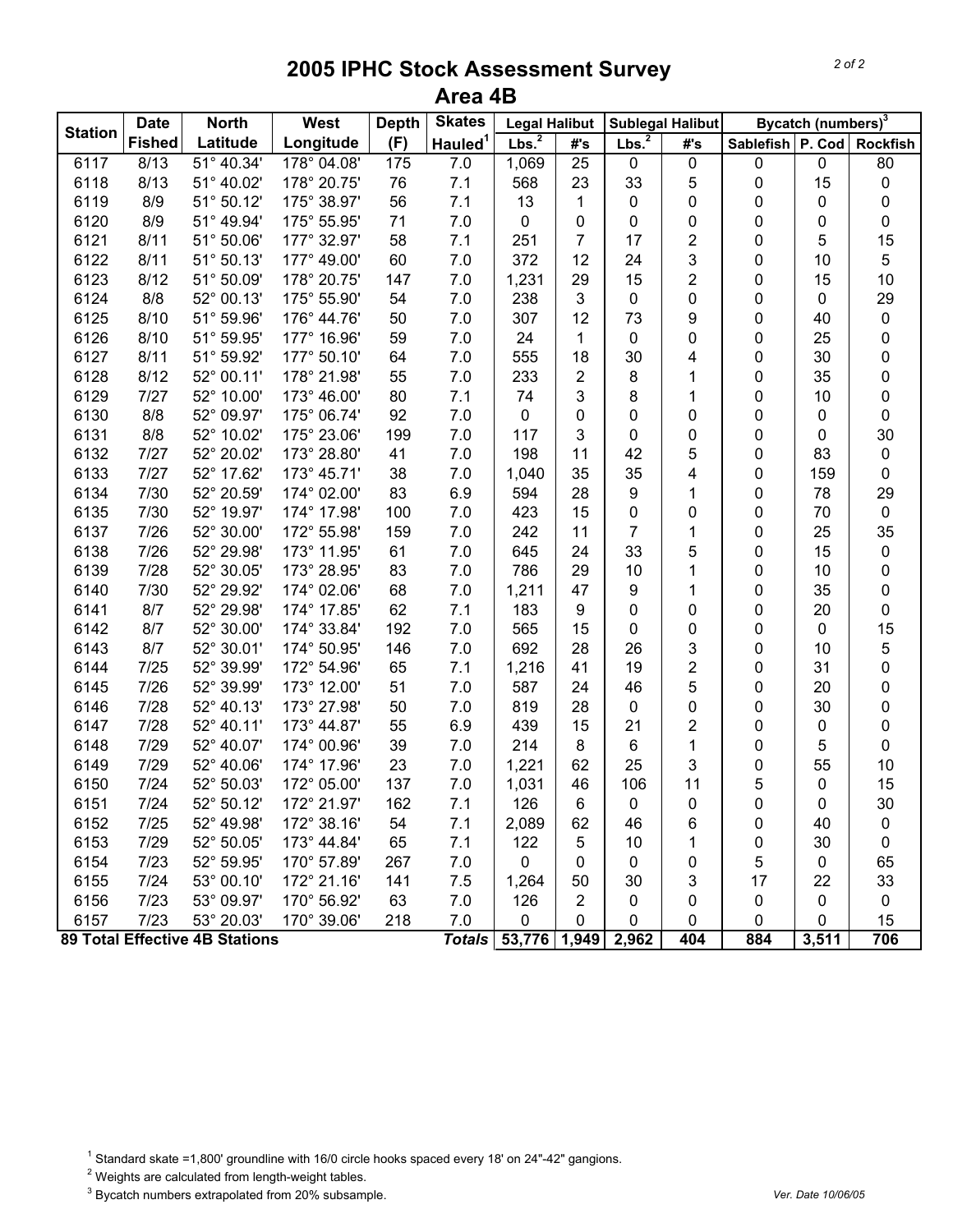# 2005 IPHC Stock Assessment Survey
## Area 4B

| Station | Date Fished | North Latitude | West Longitude | Depth (F) | Skates Hauled[1] | Legal Halibut | | Sublegal Halibut | | Bycatch (numbers)[3] | | |
|---|---|---|---|---|---|---|---|---|---|---|---|---|
| | | | | | | Lbs.[2] | #'s | Lbs.[2] | #'s | Sablefish | P. Cod | Rockfish |
| 6117 | 8/13 | 51° 40.34' | 178° 04.08' | 175 | 7.0 | 1,069 | 25 | 0 | 0 | 0 | 0 | 80 |
| 6118 | 8/13 | 51° 40.02' | 178° 20.75' | 76 | 7.1 | 568 | 23 | 33 | 5 | 0 | 15 | 0 |
| 6119 | 8/9 | 51° 50.12' | 175° 38.97' | 56 | 7.1 | 13 | 1 | 0 | 0 | 0 | 0 | 0 |
| 6120 | 8/9 | 51° 49.94' | 175° 55.95' | 71 | 7.0 | 0 | 0 | 0 | 0 | 0 | 0 | 0 |
| 6121 | 8/11 | 51° 50.06' | 177° 32.97' | 58 | 7.1 | 251 | 7 | 17 | 2 | 0 | 5 | 15 |
| 6122 | 8/11 | 51° 50.13' | 177° 49.00' | 60 | 7.0 | 372 | 12 | 24 | 3 | 0 | 10 | 5 |
| 6123 | 8/12 | 51° 50.09' | 178° 20.75' | 147 | 7.0 | 1,231 | 29 | 15 | 2 | 0 | 15 | 10 |
| 6124 | 8/8 | 52° 00.13' | 175° 55.90' | 54 | 7.0 | 238 | 3 | 0 | 0 | 0 | 0 | 29 |
| 6125 | 8/10 | 51° 59.96' | 176° 44.76' | 50 | 7.0 | 307 | 12 | 73 | 9 | 0 | 40 | 0 |
| 6126 | 8/10 | 51° 59.95' | 177° 16.96' | 59 | 7.0 | 24 | 1 | 0 | 0 | 0 | 25 | 0 |
| 6127 | 8/11 | 51° 59.92' | 177° 50.10' | 64 | 7.0 | 555 | 18 | 30 | 4 | 0 | 30 | 0 |
| 6128 | 8/12 | 52° 00.11' | 178° 21.98' | 55 | 7.0 | 233 | 2 | 8 | 1 | 0 | 35 | 0 |
| 6129 | 7/27 | 52° 10.00' | 173° 46.00' | 80 | 7.1 | 74 | 3 | 8 | 1 | 0 | 10 | 0 |
| 6130 | 8/8 | 52° 09.97' | 175° 06.74' | 92 | 7.0 | 0 | 0 | 0 | 0 | 0 | 0 | 0 |
| 6131 | 8/8 | 52° 10.02' | 175° 23.06' | 199 | 7.0 | 117 | 3 | 0 | 0 | 0 | 0 | 30 |
| 6132 | 7/27 | 52° 20.02' | 173° 28.80' | 41 | 7.0 | 198 | 11 | 42 | 5 | 0 | 83 | 0 |
| 6133 | 7/27 | 52° 17.62' | 173° 45.71' | 38 | 7.0 | 1,040 | 35 | 35 | 4 | 0 | 159 | 0 |
| 6134 | 7/30 | 52° 20.59' | 174° 02.00' | 83 | 6.9 | 594 | 28 | 9 | 1 | 0 | 78 | 29 |
| 6135 | 7/30 | 52° 19.97' | 174° 17.98' | 100 | 7.0 | 423 | 15 | 0 | 0 | 0 | 70 | 0 |
| 6137 | 7/26 | 52° 30.00' | 172° 55.98' | 159 | 7.0 | 242 | 11 | 7 | 1 | 0 | 25 | 35 |
| 6138 | 7/26 | 52° 29.98' | 173° 11.95' | 61 | 7.0 | 645 | 24 | 33 | 5 | 0 | 15 | 0 |
| 6139 | 7/28 | 52° 30.05' | 173° 28.95' | 83 | 7.0 | 786 | 29 | 10 | 1 | 0 | 10 | 0 |
| 6140 | 7/30 | 52° 29.92' | 174° 02.06' | 68 | 7.0 | 1,211 | 47 | 9 | 1 | 0 | 35 | 0 |
| 6141 | 8/7 | 52° 29.98' | 174° 17.85' | 62 | 7.1 | 183 | 9 | 0 | 0 | 0 | 20 | 0 |
| 6142 | 8/7 | 52° 30.00' | 174° 33.84' | 192 | 7.0 | 565 | 15 | 0 | 0 | 0 | 0 | 15 |
| 6143 | 8/7 | 52° 30.01' | 174° 50.95' | 146 | 7.0 | 692 | 28 | 26 | 3 | 0 | 10 | 5 |
| 6144 | 7/25 | 52° 39.99' | 172° 54.96' | 65 | 7.1 | 1,216 | 41 | 19 | 2 | 0 | 31 | 0 |
| 6145 | 7/26 | 52° 39.99' | 173° 12.00' | 51 | 7.0 | 587 | 24 | 46 | 5 | 0 | 20 | 0 |
| 6146 | 7/28 | 52° 40.13' | 173° 27.98' | 50 | 7.0 | 819 | 28 | 0 | 0 | 0 | 30 | 0 |
| 6147 | 7/28 | 52° 40.11' | 173° 44.87' | 55 | 6.9 | 439 | 15 | 21 | 2 | 0 | 0 | 0 |
| 6148 | 7/29 | 52° 40.07' | 174° 00.96' | 39 | 7.0 | 214 | 8 | 6 | 1 | 0 | 5 | 0 |
| 6149 | 7/29 | 52° 40.06' | 174° 17.96' | 23 | 7.0 | 1,221 | 62 | 25 | 3 | 0 | 55 | 10 |
| 6150 | 7/24 | 52° 50.03' | 172° 05.00' | 137 | 7.0 | 1,031 | 46 | 106 | 11 | 5 | 0 | 15 |
| 6151 | 7/24 | 52° 50.12' | 172° 21.97' | 162 | 7.1 | 126 | 6 | 0 | 0 | 0 | 0 | 30 |
| 6152 | 7/25 | 52° 49.98' | 172° 38.16' | 54 | 7.1 | 2,089 | 62 | 46 | 6 | 0 | 40 | 0 |
| 6153 | 7/29 | 52° 50.05' | 173° 44.84' | 65 | 7.1 | 122 | 5 | 10 | 1 | 0 | 30 | 0 |
| 6154 | 7/23 | 52° 59.95' | 170° 57.89' | 267 | 7.0 | 0 | 0 | 0 | 0 | 5 | 0 | 65 |
| 6155 | 7/24 | 53° 00.10' | 172° 21.16' | 141 | 7.5 | 1,264 | 50 | 30 | 3 | 17 | 22 | 33 |
| 6156 | 7/23 | 53° 09.97' | 170° 56.92' | 63 | 7.0 | 126 | 2 | 0 | 0 | 0 | 0 | 0 |
| 6157 | 7/23 | 53° 20.03' | 170° 39.06' | 218 | 7.0 | 0 | 0 | 0 | 0 | 0 | 0 | 15 |
| **89 Total Effective 4B Stations** | | | | | ***Totals*** | **53,776** | **1,949** | **2,962** | **404** | **884** | **3,511** | **706** |

[1] Standard skate =1,800' groundline with 16/0 circle hooks spaced every 18' on 24"-42" gangions.
[2] Weights are calculated from length-weight tables.
[3] Bycatch numbers extrapolated from 20% subsample.

*Ver. Date 10/06/05*